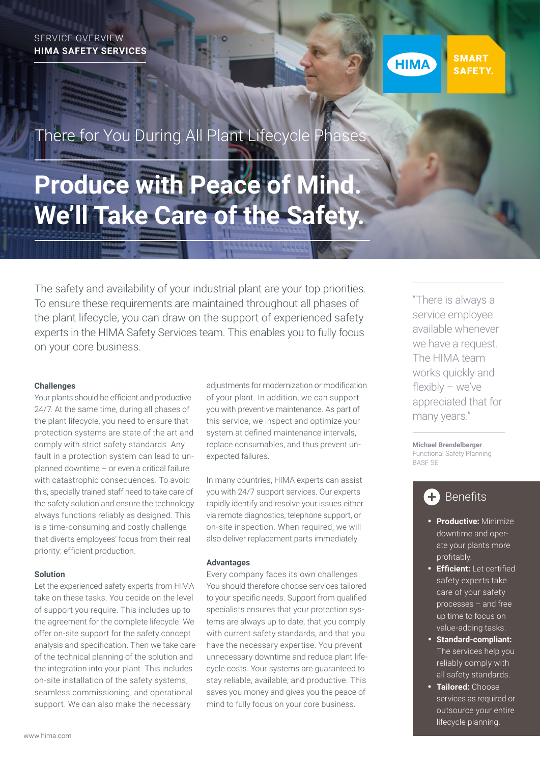SERVICE OVERVIEW
**HIMA SAFETY SERVICES**

HIMA SMART SAFETY.

There for You During All Plant Lifecycle Phases

# Produce with Peace of Mind. We'll Take Care of the Safety.

The safety and availability of your industrial plant are your top priorities. To ensure these requirements are maintained throughout all phases of the plant lifecycle, you can draw on the support of experienced safety experts in the HIMA Safety Services team. This enables you to fully focus on your core business.

### Challenges

Your plants should be efficient and productive 24/7. At the same time, during all phases of the plant lifecycle, you need to ensure that protection systems are state of the art and comply with strict safety standards. Any fault in a protection system can lead to unplanned downtime – or even a critical failure with catastrophic consequences. To avoid this, specially trained staff need to take care of the safety solution and ensure the technology always functions reliably as designed. This is a time-consuming and costly challenge that diverts employees' focus from their real priority: efficient production.

### Solution

Let the experienced safety experts from HIMA take on these tasks. You decide on the level of support you require. This includes up to the agreement for the complete lifecycle. We offer on-site support for the safety concept analysis and specification. Then we take care of the technical planning of the solution and the integration into your plant. This includes on-site installation of the safety systems, seamless commissioning, and operational support. We can also make the necessary adjustments for modernization or modification of your plant. In addition, we can support you with preventive maintenance. As part of this service, we inspect and optimize your system at defined maintenance intervals, replace consumables, and thus prevent unexpected failures.

In many countries, HIMA experts can assist you with 24/7 support services. Our experts rapidly identify and resolve your issues either via remote diagnostics, telephone support, or on-site inspection. When required, we will also deliver replacement parts immediately.

### Advantages

Every company faces its own challenges. You should therefore choose services tailored to your specific needs. Support from qualified specialists ensures that your protection systems are always up to date, that you comply with current safety standards, and that you have the necessary expertise. You prevent unnecessary downtime and reduce plant lifecycle costs. Your systems are guaranteed to stay reliable, available, and productive. This saves you money and gives you the peace of mind to fully focus on your core business.

"There is always a service employee available whenever we have a request. The HIMA team works quickly and flexibly – we've appreciated that for many years."

**Michael Brendelberger**
Functional Safety Planning
BASF SE

### Benefits

- **Productive:** Minimize downtime and operate your plants more profitably.
- **Efficient:** Let certified safety experts take care of your safety processes – and free up time to focus on value-adding tasks.
- **Standard-compliant:** The services help you reliably comply with all safety standards.
- **Tailored:** Choose services as required or outsource your entire lifecycle planning.

www.hima.com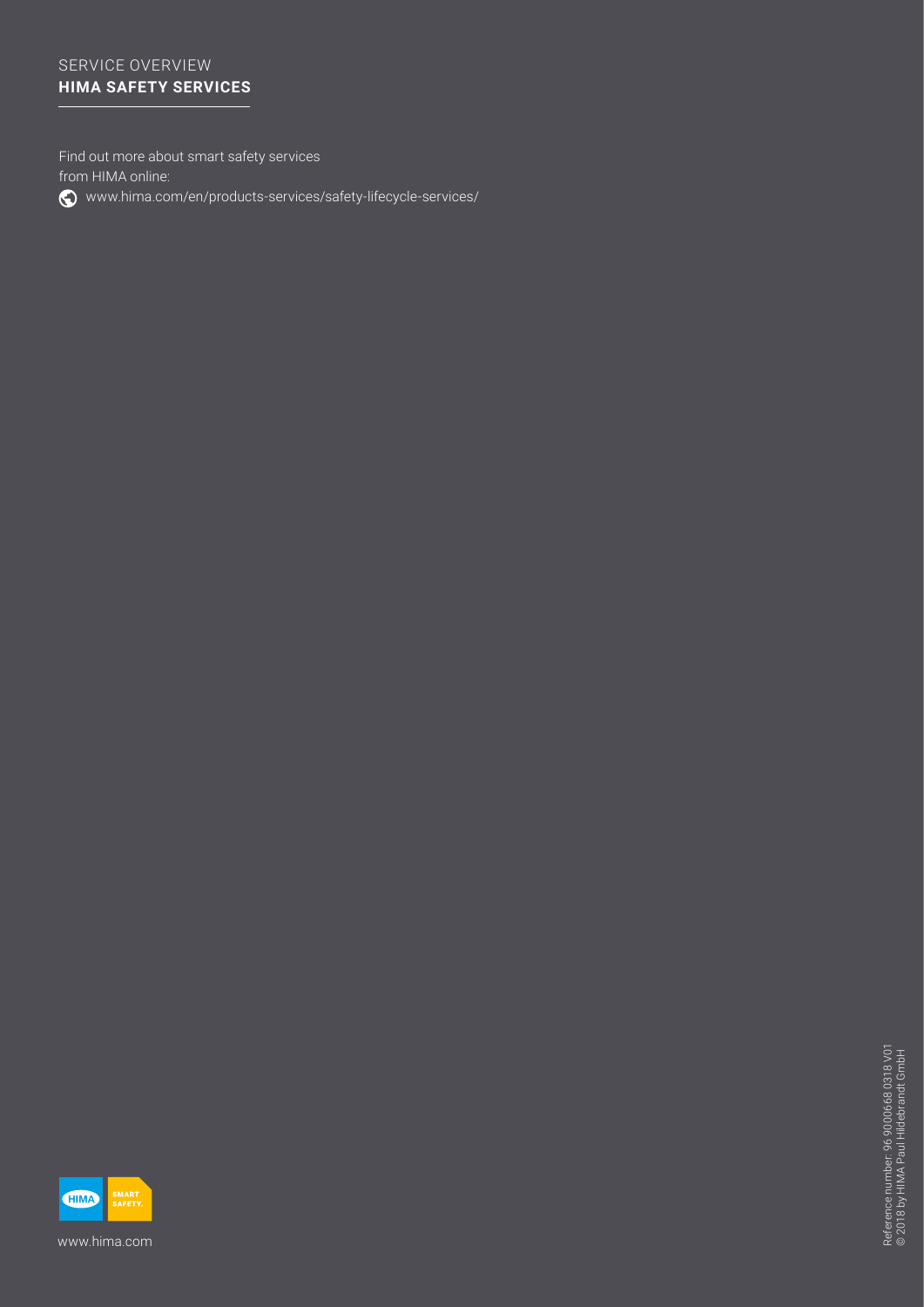SERVICE OVERVIEW
**HIMA SAFETY SERVICES**

Find out more about smart safety services from HIMA online:

www.hima.com/en/products-services/safety-lifecycle-services/

HIMA SMART SAFETY.

www.hima.com

Reference number: 96 9000668 0318 V01
© 2018 by HIMA Paul Hildebrandt GmbH